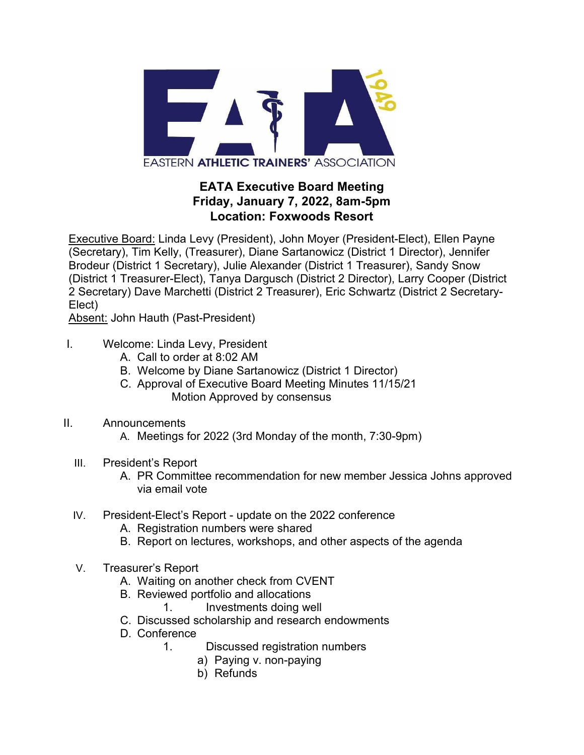EASTERN ATHLETIC TRAINERS' ASSOCIATION

# EATA Executive Board Meeting
## Friday, January 7, 2022, 8am-5pm
## Location: Foxwoods Resort

Executive Board: Linda Levy (President), John Moyer (President-Elect), Ellen Payne (Secretary), Tim Kelly, (Treasurer), Diane Sartanowicz (District 1 Director), Jennifer Brodeur (District 1 Secretary), Julie Alexander (District 1 Treasurer), Sandy Snow (District 1 Treasurer-Elect), Tanya Dargusch (District 2 Director), Larry Cooper (District 2 Secretary) Dave Marchetti (District 2 Treasurer), Eric Schwartz (District 2 Secretary-Elect)
Absent: John Hauth (Past-President)

I. Welcome: Linda Levy, President
   - A. Call to order at 8:02 AM
   - B. Welcome by Diane Sartanowicz (District 1 Director)
   - C. Approval of Executive Board Meeting Minutes 11/15/21
     - Motion Approved by consensus

II. Announcements
   - A. Meetings for 2022 (3rd Monday of the month, 7:30-9pm)

III. President's Report
   - A. PR Committee recommendation for new member Jessica Johns approved via email vote

IV. President-Elect's Report - update on the 2022 conference
   - A. Registration numbers were shared
   - B. Report on lectures, workshops, and other aspects of the agenda

V. Treasurer's Report
   - A. Waiting on another check from CVENT
   - B. Reviewed portfolio and allocations
     1. Investments doing well
   - C. Discussed scholarship and research endowments
   - D. Conference
     1. Discussed registration numbers
        - a) Paying v. non-paying
        - b) Refunds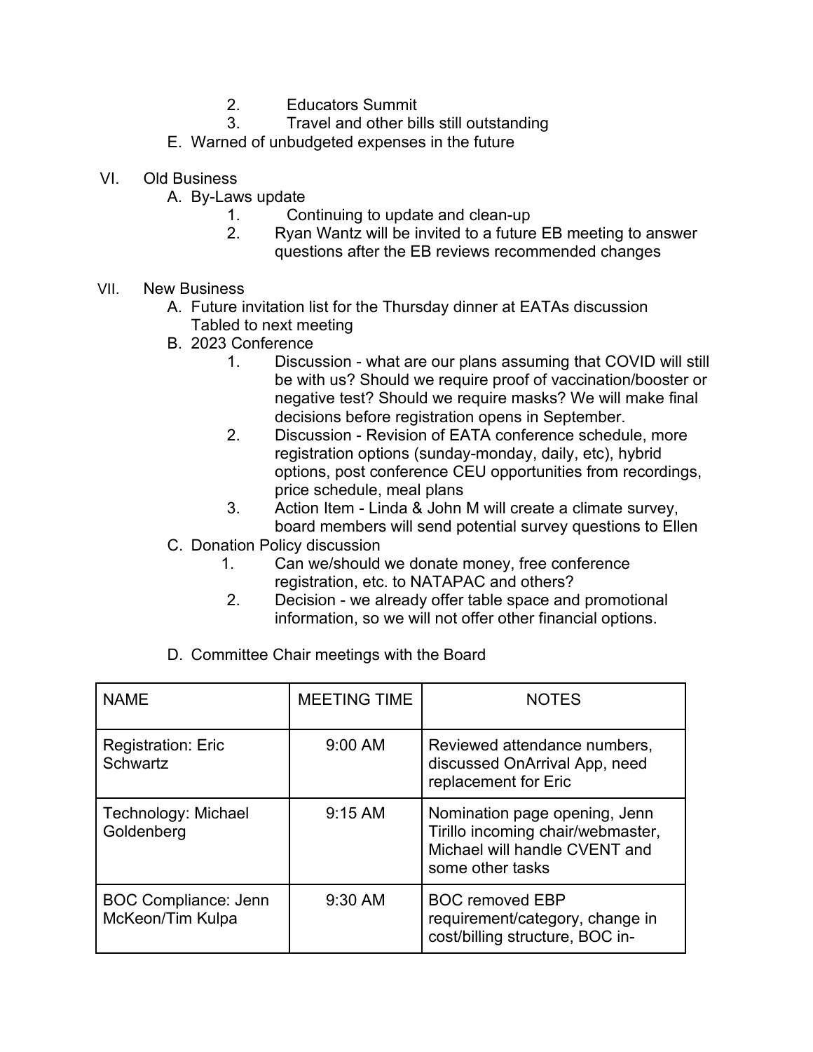2. Educators Summit
3. Travel and other bills still outstanding

E. Warned of unbudgeted expenses in the future

VI. Old Business

A. By-Laws update
1. Continuing to update and clean-up
2. Ryan Wantz will be invited to a future EB meeting to answer questions after the EB reviews recommended changes

VII. New Business

A. Future invitation list for the Thursday dinner at EATAs discussion
Tabled to next meeting

B. 2023 Conference
1. Discussion - what are our plans assuming that COVID will still be with us? Should we require proof of vaccination/booster or negative test? Should we require masks? We will make final decisions before registration opens in September.
2. Discussion - Revision of EATA conference schedule, more registration options (sunday-monday, daily, etc), hybrid options, post conference CEU opportunities from recordings, price schedule, meal plans
3. Action Item - Linda & John M will create a climate survey, board members will send potential survey questions to Ellen

C. Donation Policy discussion
1. Can we/should we donate money, free conference registration, etc. to NATAPAC and others?
2. Decision - we already offer table space and promotional information, so we will not offer other financial options.

D. Committee Chair meetings with the Board

| NAME | MEETING TIME | NOTES |
| --- | --- | --- |
| Registration: Eric Schwartz | 9:00 AM | Reviewed attendance numbers, discussed OnArrival App, need replacement for Eric |
| Technology: Michael Goldenberg | 9:15 AM | Nomination page opening, Jenn Tirillo incoming chair/webmaster, Michael will handle CVENT and some other tasks |
| BOC Compliance: Jenn McKeon/Tim Kulpa | 9:30 AM | BOC removed EBP requirement/category, change in cost/billing structure, BOC in- |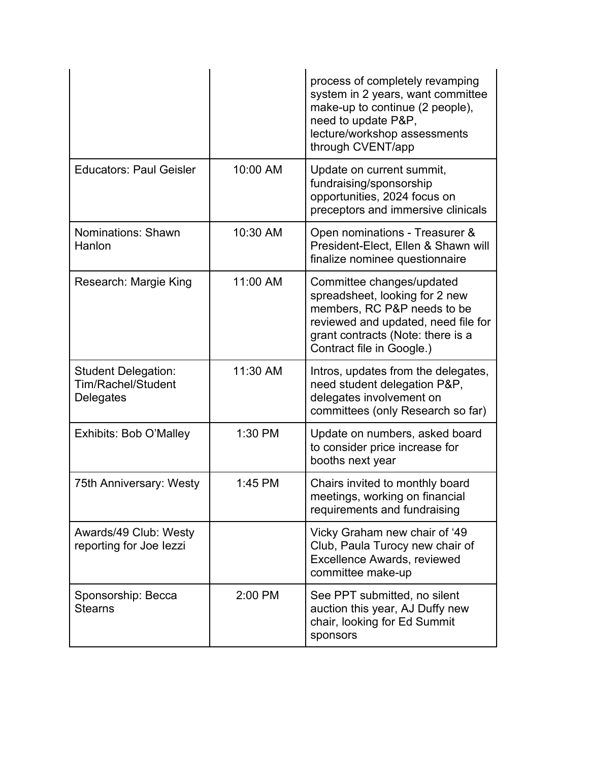| | | |
|---|---|---|
| | | process of completely revamping system in 2 years, want committee make-up to continue (2 people), need to update P&P, lecture/workshop assessments through CVENT/app |
| Educators: Paul Geisler | 10:00 AM | Update on current summit, fundraising/sponsorship opportunities, 2024 focus on preceptors and immersive clinicals |
| Nominations: Shawn Hanlon | 10:30 AM | Open nominations - Treasurer & President-Elect, Ellen & Shawn will finalize nominee questionnaire |
| Research: Margie King | 11:00 AM | Committee changes/updated spreadsheet, looking for 2 new members, RC P&P needs to be reviewed and updated, need file for grant contracts (Note: there is a Contract file in Google.) |
| Student Delegation: Tim/Rachel/Student Delegates | 11:30 AM | Intros, updates from the delegates, need student delegation P&P, delegates involvement on committees (only Research so far) |
| Exhibits: Bob O'Malley | 1:30 PM | Update on numbers, asked board to consider price increase for booths next year |
| 75th Anniversary: Westy | 1:45 PM | Chairs invited to monthly board meetings, working on financial requirements and fundraising |
| Awards/49 Club: Westy reporting for Joe Iezzi | | Vicky Graham new chair of '49 Club, Paula Turocy new chair of Excellence Awards, reviewed committee make-up |
| Sponsorship: Becca Stearns | 2:00 PM | See PPT submitted, no silent auction this year, AJ Duffy new chair, looking for Ed Summit sponsors |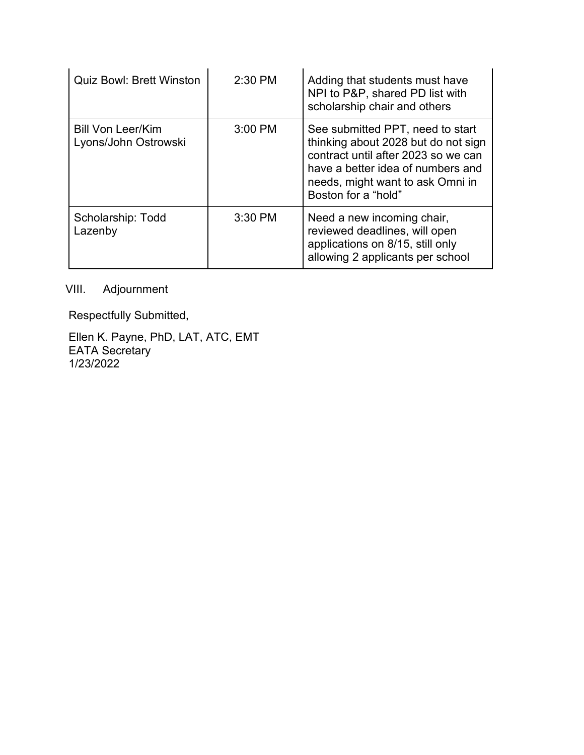| | | |
|---|---|---|
| Quiz Bowl: Brett Winston | 2:30 PM | Adding that students must have NPI to P&P, shared PD list with scholarship chair and others |
| Bill Von Leer/Kim Lyons/John Ostrowski | 3:00 PM | See submitted PPT, need to start thinking about 2028 but do not sign contract until after 2023 so we can have a better idea of numbers and needs, might want to ask Omni in Boston for a "hold" |
| Scholarship: Todd Lazenby | 3:30 PM | Need a new incoming chair, reviewed deadlines, will open applications on 8/15, still only allowing 2 applicants per school |

VIII. Adjournment

Respectfully Submitted,

Ellen K. Payne, PhD, LAT, ATC, EMT
EATA Secretary
1/23/2022